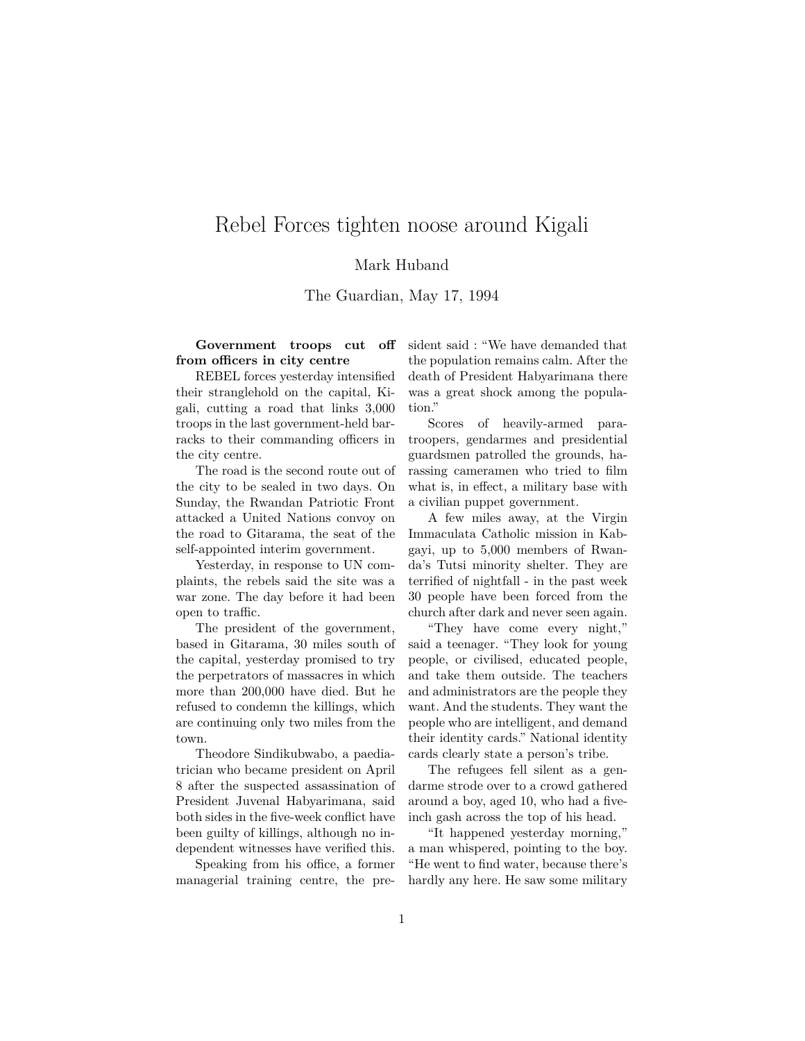# Rebel Forces tighten noose around Kigali

Mark Huband

The Guardian, May 17, 1994

**Government troops cut off from officers in city centre**

REBEL forces yesterday intensified their stranglehold on the capital, Kigali, cutting a road that links 3,000 troops in the last government-held barracks to their commanding officers in the city centre.

The road is the second route out of the city to be sealed in two days. On Sunday, the Rwandan Patriotic Front attacked a United Nations convoy on the road to Gitarama, the seat of the self-appointed interim government.

Yesterday, in response to UN complaints, the rebels said the site was a war zone. The day before it had been open to traffic.

The president of the government, based in Gitarama, 30 miles south of the capital, yesterday promised to try the perpetrators of massacres in which more than 200,000 have died. But he refused to condemn the killings, which are continuing only two miles from the town.

Theodore Sindikubwabo, a paediatrician who became president on April 8 after the suspected assassination of President Juvenal Habyarimana, said both sides in the five-week conflict have been guilty of killings, although no independent witnesses have verified this.

Speaking from his office, a former managerial training centre, the president said : “We have demanded that the population remains calm. After the death of President Habyarimana there was a great shock among the population.”

Scores of heavily-armed paratroopers, gendarmes and presidential guardsmen patrolled the grounds, harassing cameramen who tried to film what is, in effect, a military base with a civilian puppet government.

A few miles away, at the Virgin Immaculata Catholic mission in Kabgayi, up to 5,000 members of Rwanda’s Tutsi minority shelter. They are terrified of nightfall - in the past week 30 people have been forced from the church after dark and never seen again.

“They have come every night,” said a teenager. “They look for young people, or civilised, educated people, and take them outside. The teachers and administrators are the people they want. And the students. They want the people who are intelligent, and demand their identity cards.” National identity cards clearly state a person’s tribe.

The refugees fell silent as a gendarme strode over to a crowd gathered around a boy, aged 10, who had a five-inch gash across the top of his head.

“It happened yesterday morning,” a man whispered, pointing to the boy. “He went to find water, because there’s hardly any here. He saw some military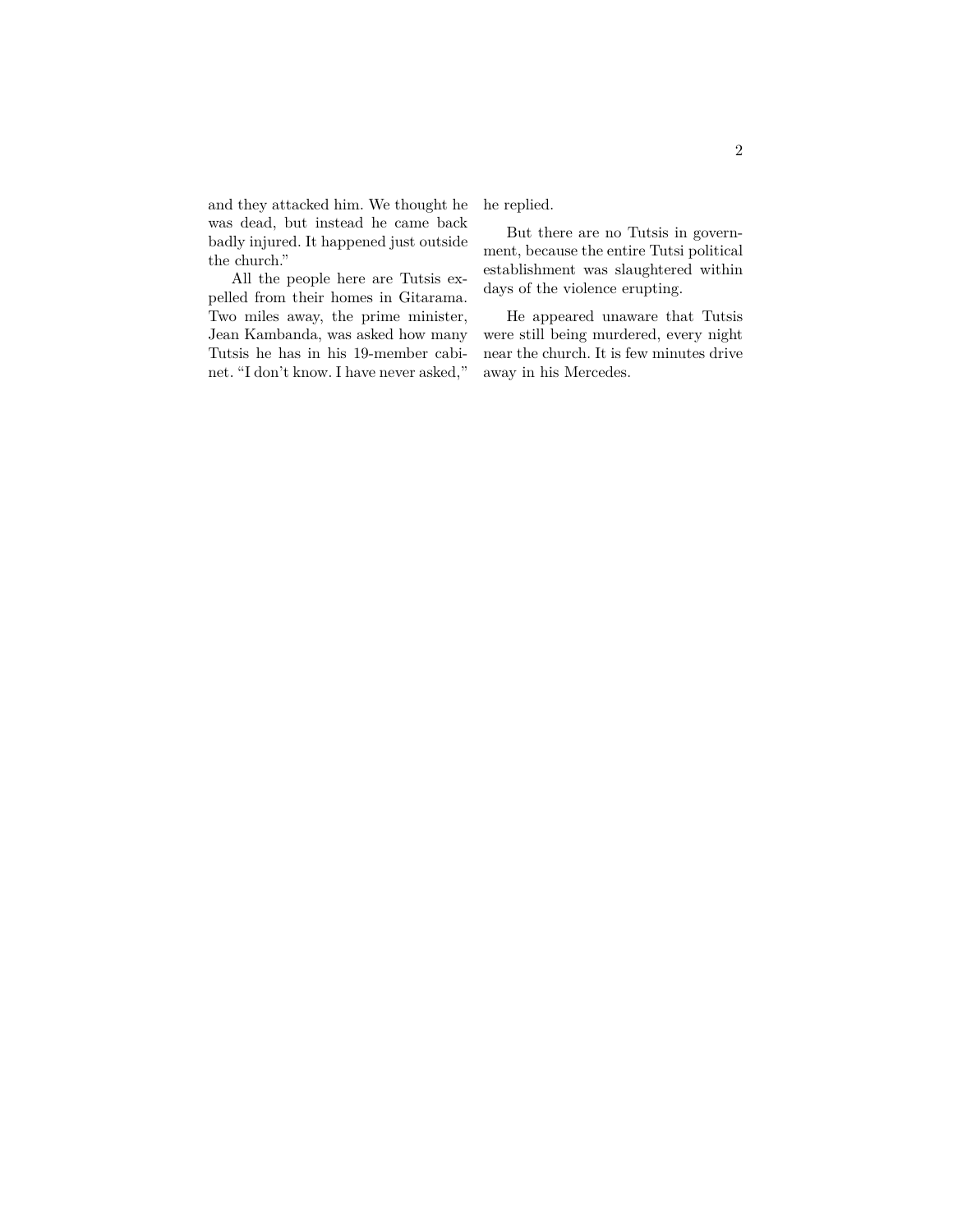and they attacked him. We thought he was dead, but instead he came back badly injured. It happened just outside the church."

All the people here are Tutsis expelled from their homes in Gitarama. Two miles away, the prime minister, Jean Kambanda, was asked how many Tutsis he has in his 19-member cabinet. "I don't know. I have never asked," he replied.

But there are no Tutsis in government, because the entire Tutsi political establishment was slaughtered within days of the violence erupting.

He appeared unaware that Tutsis were still being murdered, every night near the church. It is few minutes drive away in his Mercedes.